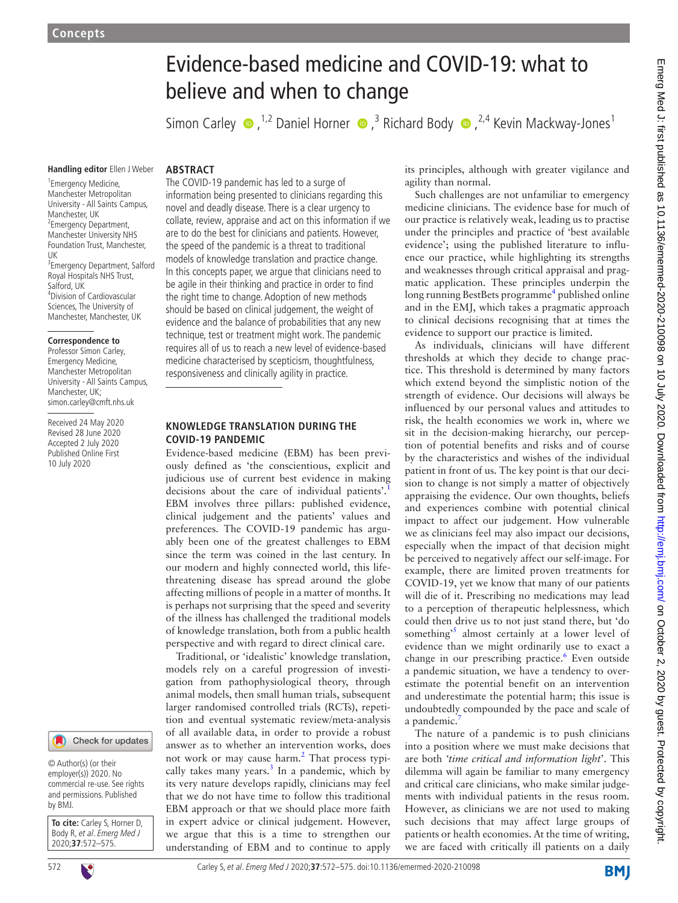Concepts

# Evidence-based medicine and COVID-19: what to believe and when to change

Simon Carley[1,2] Daniel Horner[3] Richard Body[2,4] Kevin Mackway-Jones[1]

**Handling editor** Ellen J Weber

[1]Emergency Medicine, Manchester Metropolitan University - All Saints Campus, Manchester, UK
[2]Emergency Department, Manchester University NHS Foundation Trust, Manchester, UK
[3]Emergency Department, Salford Royal Hospitals NHS Trust, Salford, UK
[4]Division of Cardiovascular Sciences, The University of Manchester, Manchester, UK

**Correspondence to**
Professor Simon Carley, Emergency Medicine, Manchester Metropolitan University - All Saints Campus, Manchester, UK; simon.carley@cmft.nhs.uk

Received 24 May 2020
Revised 28 June 2020
Accepted 2 July 2020
Published Online First 10 July 2020

© Author(s) (or their employer(s)) 2020. No commercial re-use. See rights and permissions. Published by BMJ.

**To cite:** Carley S, Horner D, Body R, *et al*. *Emerg Med J* 2020;**37**:572–575.

## ABSTRACT

The COVID-19 pandemic has led to a surge of information being presented to clinicians regarding this novel and deadly disease. There is a clear urgency to collate, review, appraise and act on this information if we are to do the best for clinicians and patients. However, the speed of the pandemic is a threat to traditional models of knowledge translation and practice change. In this concepts paper, we argue that clinicians need to be agile in their thinking and practice in order to find the right time to change. Adoption of new methods should be based on clinical judgement, the weight of evidence and the balance of probabilities that any new technique, test or treatment might work. The pandemic requires all of us to reach a new level of evidence-based medicine characterised by scepticism, thoughtfulness, responsiveness and clinically agility in practice.

## KNOWLEDGE TRANSLATION DURING THE COVID-19 PANDEMIC

Evidence-based medicine (EBM) has been previously defined as 'the conscientious, explicit and judicious use of current best evidence in making decisions about the care of individual patients'.[1] EBM involves three pillars: published evidence, clinical judgement and the patients' values and preferences. The COVID-19 pandemic has arguably been one of the greatest challenges to EBM since the term was coined in the last century. In our modern and highly connected world, this life-threatening disease has spread around the globe affecting millions of people in a matter of months. It is perhaps not surprising that the speed and severity of the illness has challenged the traditional models of knowledge translation, both from a public health perspective and with regard to direct clinical care.

Traditional, or 'idealistic' knowledge translation, models rely on a careful progression of investigation from pathophysiological theory, through animal models, then small human trials, subsequent larger randomised controlled trials (RCTs), repetition and eventual systematic review/meta-analysis of all available data, in order to provide a robust answer as to whether an intervention works, does not work or may cause harm.[2] That process typically takes many years.[3] In a pandemic, which by its very nature develops rapidly, clinicians may feel that we do not have time to follow this traditional EBM approach or that we should place more faith in expert advice or clinical judgement. However, we argue that this is a time to strengthen our understanding of EBM and to continue to apply its principles, although with greater vigilance and agility than normal.

Such challenges are not unfamiliar to emergency medicine clinicians. The evidence base for much of our practice is relatively weak, leading us to practise under the principles and practice of 'best available evidence'; using the published literature to influence our practice, while highlighting its strengths and weaknesses through critical appraisal and pragmatic application. These principles underpin the long running BestBets programme[4] published online and in the EMJ, which takes a pragmatic approach to clinical decisions recognising that at times the evidence to support our practice is limited.

As individuals, clinicians will have different thresholds at which they decide to change practice. This threshold is determined by many factors which extend beyond the simplistic notion of the strength of evidence. Our decisions will always be influenced by our personal values and attitudes to risk, the health economies we work in, where we sit in the decision-making hierarchy, our perception of potential benefits and risks and of course by the characteristics and wishes of the individual patient in front of us. The key point is that our decision to change is not simply a matter of objectively appraising the evidence. Our own thoughts, beliefs and experiences combine with potential clinical impact to affect our judgement. How vulnerable we as clinicians feel may also impact our decisions, especially when the impact of that decision might be perceived to negatively affect our self-image. For example, there are limited proven treatments for COVID-19, yet we know that many of our patients will die of it. Prescribing no medications may lead to a perception of therapeutic helplessness, which could then drive us to not just stand there, but 'do something'[5] almost certainly at a lower level of evidence than we might ordinarily use to exact a change in our prescribing practice.[6] Even outside a pandemic situation, we have a tendency to overestimate the potential benefit on an intervention and underestimate the potential harm; this issue is undoubtedly compounded by the pace and scale of a pandemic.[7]

The nature of a pandemic is to push clinicians into a position where we must make decisions that are both *'time critical and information light'*. This dilemma will again be familiar to many emergency and critical care clinicians, who make similar judgements with individual patients in the resus room. However, as clinicians we are not used to making such decisions that may affect large groups of patients or health economies. At the time of writing, we are faced with critically ill patients on a daily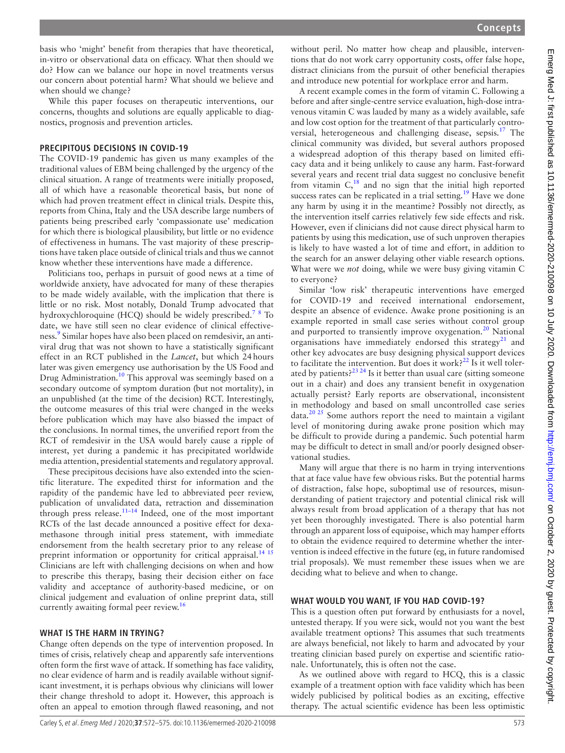basis who 'might' benefit from therapies that have theoretical, in-vitro or observational data on efficacy. What then should we do? How can we balance our hope in novel treatments versus our concern about potential harm? What should we believe and when should we change?

While this paper focuses on therapeutic interventions, our concerns, thoughts and solutions are equally applicable to diagnostics, prognosis and prevention articles.

## PRECIPITOUS DECISIONS IN COVID-19

The COVID-19 pandemic has given us many examples of the traditional values of EBM being challenged by the urgency of the clinical situation. A range of treatments were initially proposed, all of which have a reasonable theoretical basis, but none of which had proven treatment effect in clinical trials. Despite this, reports from China, Italy and the USA describe large numbers of patients being prescribed early 'compassionate use' medication for which there is biological plausibility, but little or no evidence of effectiveness in humans. The vast majority of these prescriptions have taken place outside of clinical trials and thus we cannot know whether these interventions have made a difference.

Politicians too, perhaps in pursuit of good news at a time of worldwide anxiety, have advocated for many of these therapies to be made widely available, with the implication that there is little or no risk. Most notably, Donald Trump advocated that hydroxychloroquine (HCQ) should be widely prescribed.[7 8] To date, we have still seen no clear evidence of clinical effectiveness.[9] Similar hopes have also been placed on remdesivir, an antiviral drug that was not shown to have a statistically significant effect in an RCT published in the *Lancet*, but which 24 hours later was given emergency use authorisation by the US Food and Drug Administration.[10] This approval was seemingly based on a secondary outcome of symptom duration (but not mortality), in an unpublished (at the time of the decision) RCT. Interestingly, the outcome measures of this trial were changed in the weeks before publication which may have also biassed the impact of the conclusions. In normal times, the unverified report from the RCT of remdesivir in the USA would barely cause a ripple of interest, yet during a pandemic it has precipitated worldwide media attention, presidential statements and regulatory approval.

These precipitous decisions have also extended into the scientific literature. The expedited thirst for information and the rapidity of the pandemic have led to abbreviated peer review, publication of unvalidated data, retraction and dissemination through press release.[11–14] Indeed, one of the most important RCTs of the last decade announced a positive effect for dexamethasone through initial press statement, with immediate endorsement from the health secretary prior to any release of preprint information or opportunity for critical appraisal.[14 15] Clinicians are left with challenging decisions on when and how to prescribe this therapy, basing their decision either on face validity and acceptance of authority-based medicine, or on clinical judgement and evaluation of online preprint data, still currently awaiting formal peer review.[16]

## WHAT IS THE HARM IN TRYING?

Change often depends on the type of intervention proposed. In times of crisis, relatively cheap and apparently safe interventions often form the first wave of attack. If something has face validity, no clear evidence of harm and is readily available without significant investment, it is perhaps obvious why clinicians will lower their change threshold to adopt it. However, this approach is often an appeal to emotion through flawed reasoning, and not without peril. No matter how cheap and plausible, interventions that do not work carry opportunity costs, offer false hope, distract clinicians from the pursuit of other beneficial therapies and introduce new potential for workplace error and harm.

A recent example comes in the form of vitamin C. Following a before and after single-centre service evaluation, high-dose intravenous vitamin C was lauded by many as a widely available, safe and low cost option for the treatment of that particularly controversial, heterogeneous and challenging disease, sepsis.[17] The clinical community was divided, but several authors proposed a widespread adoption of this therapy based on limited efficacy data and it being unlikely to cause any harm. Fast-forward several years and recent trial data suggest no conclusive benefit from vitamin C,[18] and no sign that the initial high reported success rates can be replicated in a trial setting.[19] Have we done any harm by using it in the meantime? Possibly not directly, as the intervention itself carries relatively few side effects and risk. However, even if clinicians did not cause direct physical harm to patients by using this medication, use of such unproven therapies is likely to have wasted a lot of time and effort, in addition to the search for an answer delaying other viable research options. What were we *not* doing, while we were busy giving vitamin C to everyone?

Similar 'low risk' therapeutic interventions have emerged for COVID-19 and received international endorsement, despite an absence of evidence. Awake prone positioning is an example reported in small case series without control group and purported to transiently improve oxygenation.[20] National organisations have immediately endorsed this strategy[21] and other key advocates are busy designing physical support devices to facilitate the intervention. But does it work?[22] Is it well tolerated by patients?[23 24] Is it better than usual care (sitting someone out in a chair) and does any transient benefit in oxygenation actually persist? Early reports are observational, inconsistent in methodology and based on small uncontrolled case series data.[20 25] Some authors report the need to maintain a vigilant level of monitoring during awake prone position which may be difficult to provide during a pandemic. Such potential harm may be difficult to detect in small and/or poorly designed observational studies.

Many will argue that there is no harm in trying interventions that at face value have few obvious risks. But the potential harms of distraction, false hope, suboptimal use of resources, misunderstanding of patient trajectory and potential clinical risk will always result from broad application of a therapy that has not yet been thoroughly investigated. There is also potential harm through an apparent loss of equipoise, which may hamper efforts to obtain the evidence required to determine whether the intervention is indeed effective in the future (eg, in future randomised trial proposals). We must remember these issues when we are deciding what to believe and when to change.

## WHAT WOULD YOU WANT, IF YOU HAD COVID-19?

This is a question often put forward by enthusiasts for a novel, untested therapy. If you were sick, would not you want the best available treatment options? This assumes that such treatments are always beneficial, not likely to harm and advocated by your treating clinician based purely on expertise and scientific rationale. Unfortunately, this is often not the case.

As we outlined above with regard to HCQ, this is a classic example of a treatment option with face validity which has been widely publicised by political bodies as an exciting, effective therapy. The actual scientific evidence has been less optimistic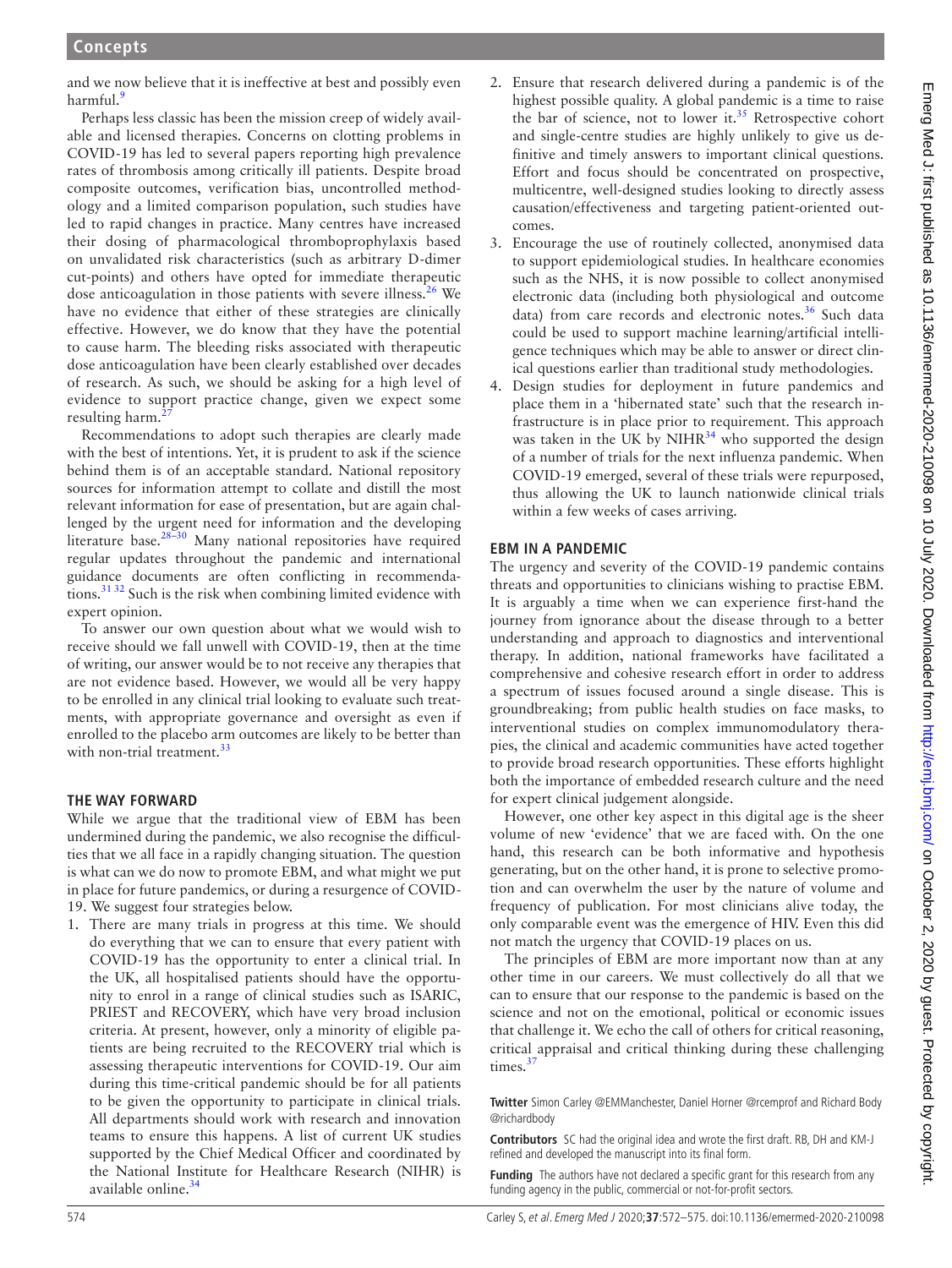and we now believe that it is ineffective at best and possibly even harmful.[9]

Perhaps less classic has been the mission creep of widely available and licensed therapies. Concerns on clotting problems in COVID-19 has led to several papers reporting high prevalence rates of thrombosis among critically ill patients. Despite broad composite outcomes, verification bias, uncontrolled methodology and a limited comparison population, such studies have led to rapid changes in practice. Many centres have increased their dosing of pharmacological thromboprophylaxis based on unvalidated risk characteristics (such as arbitrary D-dimer cut-points) and others have opted for immediate therapeutic dose anticoagulation in those patients with severe illness.[26] We have no evidence that either of these strategies are clinically effective. However, we do know that they have the potential to cause harm. The bleeding risks associated with therapeutic dose anticoagulation have been clearly established over decades of research. As such, we should be asking for a high level of evidence to support practice change, given we expect some resulting harm.[27]

Recommendations to adopt such therapies are clearly made with the best of intentions. Yet, it is prudent to ask if the science behind them is of an acceptable standard. National repository sources for information attempt to collate and distill the most relevant information for ease of presentation, but are again challenged by the urgent need for information and the developing literature base.[28–30] Many national repositories have required regular updates throughout the pandemic and international guidance documents are often conflicting in recommendations.[31 32] Such is the risk when combining limited evidence with expert opinion.

To answer our own question about what we would wish to receive should we fall unwell with COVID-19, then at the time of writing, our answer would be to not receive any therapies that are not evidence based. However, we would all be very happy to be enrolled in any clinical trial looking to evaluate such treatments, with appropriate governance and oversight as even if enrolled to the placebo arm outcomes are likely to be better than with non-trial treatment.[33]

## THE WAY FORWARD

While we argue that the traditional view of EBM has been undermined during the pandemic, we also recognise the difficulties that we all face in a rapidly changing situation. The question is what can we do now to promote EBM, and what might we put in place for future pandemics, or during a resurgence of COVID-19. We suggest four strategies below.

1. There are many trials in progress at this time. We should do everything that we can to ensure that every patient with COVID-19 has the opportunity to enter a clinical trial. In the UK, all hospitalised patients should have the opportunity to enrol in a range of clinical studies such as ISARIC, PRIEST and RECOVERY, which have very broad inclusion criteria. At present, however, only a minority of eligible patients are being recruited to the RECOVERY trial which is assessing therapeutic interventions for COVID-19. Our aim during this time-critical pandemic should be for all patients to be given the opportunity to participate in clinical trials. All departments should work with research and innovation teams to ensure this happens. A list of current UK studies supported by the Chief Medical Officer and coordinated by the National Institute for Healthcare Research (NIHR) is available online.[34]
2. Ensure that research delivered during a pandemic is of the highest possible quality. A global pandemic is a time to raise the bar of science, not to lower it.[35] Retrospective cohort and single-centre studies are highly unlikely to give us definitive and timely answers to important clinical questions. Effort and focus should be concentrated on prospective, multicentre, well-designed studies looking to directly assess causation/effectiveness and targeting patient-oriented outcomes.
3. Encourage the use of routinely collected, anonymised data to support epidemiological studies. In healthcare economies such as the NHS, it is now possible to collect anonymised electronic data (including both physiological and outcome data) from care records and electronic notes.[36] Such data could be used to support machine learning/artificial intelligence techniques which may be able to answer or direct clinical questions earlier than traditional study methodologies.
4. Design studies for deployment in future pandemics and place them in a 'hibernated state' such that the research infrastructure is in place prior to requirement. This approach was taken in the UK by NIHR[34] who supported the design of a number of trials for the next influenza pandemic. When COVID-19 emerged, several of these trials were repurposed, thus allowing the UK to launch nationwide clinical trials within a few weeks of cases arriving.

## EBM IN A PANDEMIC

The urgency and severity of the COVID-19 pandemic contains threats and opportunities to clinicians wishing to practise EBM. It is arguably a time when we can experience first-hand the journey from ignorance about the disease through to a better understanding and approach to diagnostics and interventional therapy. In addition, national frameworks have facilitated a comprehensive and cohesive research effort in order to address a spectrum of issues focused around a single disease. This is groundbreaking; from public health studies on face masks, to interventional studies on complex immunomodulatory therapies, the clinical and academic communities have acted together to provide broad research opportunities. These efforts highlight both the importance of embedded research culture and the need for expert clinical judgement alongside.

However, one other key aspect in this digital age is the sheer volume of new 'evidence' that we are faced with. On the one hand, this research can be both informative and hypothesis generating, but on the other hand, it is prone to selective promotion and can overwhelm the user by the nature of volume and frequency of publication. For most clinicians alive today, the only comparable event was the emergence of HIV. Even this did not match the urgency that COVID-19 places on us.

The principles of EBM are more important now than at any other time in our careers. We must collectively do all that we can to ensure that our response to the pandemic is based on the science and not on the emotional, political or economic issues that challenge it. We echo the call of others for critical reasoning, critical appraisal and critical thinking during these challenging times.[37]

**Twitter** Simon Carley @EMManchester, Daniel Horner @rcemprof and Richard Body @richardbody

**Contributors** SC had the original idea and wrote the first draft. RB, DH and KM-J refined and developed the manuscript into its final form.

**Funding** The authors have not declared a specific grant for this research from any funding agency in the public, commercial or not-for-profit sectors.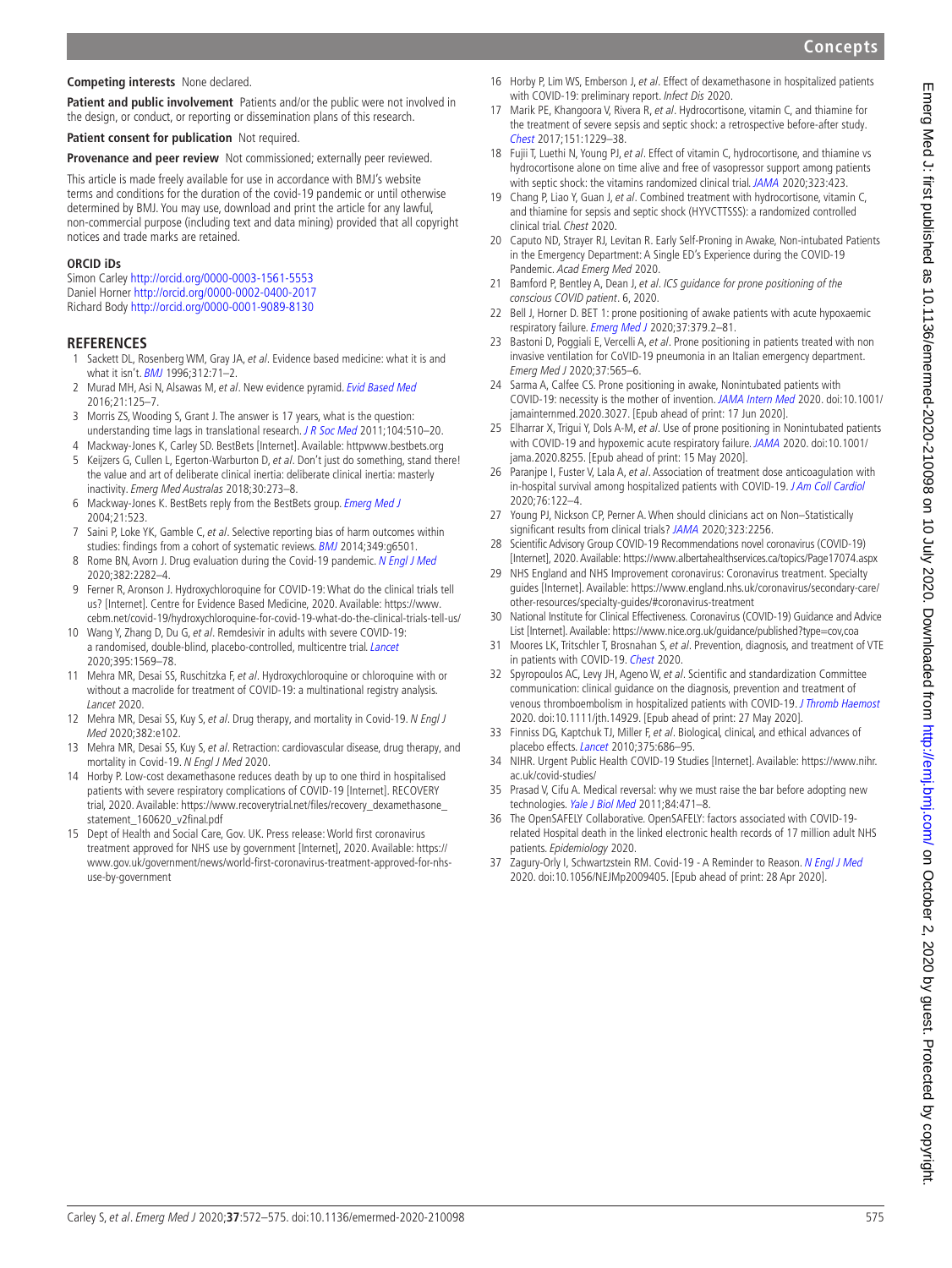**Competing interests** None declared.

**Patient and public involvement** Patients and/or the public were not involved in the design, or conduct, or reporting or dissemination plans of this research.

**Patient consent for publication** Not required.

**Provenance and peer review** Not commissioned; externally peer reviewed.

This article is made freely available for use in accordance with BMJ's website terms and conditions for the duration of the covid-19 pandemic or until otherwise determined by BMJ. You may use, download and print the article for any lawful, non-commercial purpose (including text and data mining) provided that all copyright notices and trade marks are retained.

**ORCID iDs**

Simon Carley http://orcid.org/0000-0003-1561-5553
Daniel Horner http://orcid.org/0000-0002-0400-2017
Richard Body http://orcid.org/0000-0001-9089-8130

## REFERENCES

1. Sackett DL, Rosenberg WM, Gray JA, *et al*. Evidence based medicine: what it is and what it isn't. *BMJ* 1996;312:71–2.
2. Murad MH, Asi N, Alsawas M, *et al*. New evidence pyramid. *Evid Based Med* 2016;21:125–7.
3. Morris ZS, Wooding S, Grant J. The answer is 17 years, what is the question: understanding time lags in translational research. *J R Soc Med* 2011;104:510–20.
4. Mackway-Jones K, Carley SD. BestBets [Internet]. Available: httpwww.bestbets.org
5. Keijzers G, Cullen L, Egerton-Warburton D, *et al*. Don't just do something, stand there! the value and art of deliberate clinical inertia: deliberate clinical inertia: masterly inactivity. *Emerg Med Australas* 2018;30:273–8.
6. Mackway-Jones K. BestBets reply from the BestBets group. *Emerg Med J* 2004;21:523.
7. Saini P, Loke YK, Gamble C, *et al*. Selective reporting bias of harm outcomes within studies: findings from a cohort of systematic reviews. *BMJ* 2014;349:g6501.
8. Rome BN, Avorn J. Drug evaluation during the Covid-19 pandemic. *N Engl J Med* 2020;382:2282–4.
9. Ferner R, Aronson J. Hydroxychloroquine for COVID-19: What do the clinical trials tell us? [Internet]. Centre for Evidence Based Medicine, 2020. Available: https://www.cebm.net/covid-19/hydroxychloroquine-for-covid-19-what-do-the-clinical-trials-tell-us/
10. Wang Y, Zhang D, Du G, *et al*. Remdesivir in adults with severe COVID-19: a randomised, double-blind, placebo-controlled, multicentre trial. *Lancet* 2020;395:1569–78.
11. Mehra MR, Desai SS, Ruschitzka F, *et al*. Hydroxychloroquine or chloroquine with or without a macrolide for treatment of COVID-19: a multinational registry analysis. *Lancet* 2020.
12. Mehra MR, Desai SS, Kuy S, *et al*. Drug therapy, and mortality in Covid-19. *N Engl J Med* 2020;382:e102.
13. Mehra MR, Desai SS, Kuy S, *et al*. Retraction: cardiovascular disease, drug therapy, and mortality in Covid-19. *N Engl J Med* 2020.
14. Horby P. Low-cost dexamethasone reduces death by up to one third in hospitalised patients with severe respiratory complications of COVID-19 [Internet]. RECOVERY trial, 2020. Available: https://www.recoverytrial.net/files/recovery_dexamethasone_statement_160620_v2final.pdf
15. Dept of Health and Social Care, Gov. UK. Press release: World first coronavirus treatment approved for NHS use by government [Internet], 2020. Available: https://www.gov.uk/government/news/world-first-coronavirus-treatment-approved-for-nhs-use-by-government
16. Horby P, Lim WS, Emberson J, *et al*. Effect of dexamethasone in hospitalized patients with COVID-19: preliminary report. *Infect Dis* 2020.
17. Marik PE, Khangoora V, Rivera R, *et al*. Hydrocortisone, vitamin C, and thiamine for the treatment of severe sepsis and septic shock: a retrospective before-after study. *Chest* 2017;151:1229–38.
18. Fujii T, Luethi N, Young PJ, *et al*. Effect of vitamin C, hydrocortisone, and thiamine vs hydrocortisone alone on time alive and free of vasopressor support among patients with septic shock: the vitamins randomized clinical trial. *JAMA* 2020;323:423.
19. Chang P, Liao Y, Guan J, *et al*. Combined treatment with hydrocortisone, vitamin C, and thiamine for sepsis and septic shock (HYVCTTSSS): a randomized controlled clinical trial. *Chest* 2020.
20. Caputo ND, Strayer RJ, Levitan R. Early Self-Proning in Awake, Non-intubated Patients in the Emergency Department: A Single ED's Experience during the COVID-19 Pandemic. *Acad Emerg Med* 2020.
21. Bamford P, Bentley A, Dean J, *et al*. *ICS guidance for prone positioning of the conscious COVID patient*. 6, 2020.
22. Bell J, Horner D. BET 1: prone positioning of awake patients with acute hypoxaemic respiratory failure. *Emerg Med J* 2020;37:379.2–81.
23. Bastoni D, Poggiali E, Vercelli A, *et al*. Prone positioning in patients treated with non invasive ventilation for CoVID-19 pneumonia in an Italian emergency department. *Emerg Med J* 2020;37:565–6.
24. Sarma A, Calfee CS. Prone positioning in awake, Nonintubated patients with COVID-19: necessity is the mother of invention. *JAMA Intern Med* 2020. doi:10.1001/jamainternmed.2020.3027. [Epub ahead of print: 17 Jun 2020].
25. Elharrar X, Trigui Y, Dols A-M, *et al*. Use of prone positioning in Nonintubated patients with COVID-19 and hypoxemic acute respiratory failure. *JAMA* 2020. doi:10.1001/jama.2020.8255. [Epub ahead of print: 15 May 2020].
26. Paranjpe I, Fuster V, Lala A, *et al*. Association of treatment dose anticoagulation with in-hospital survival among hospitalized patients with COVID-19. *J Am Coll Cardiol* 2020;76:122–4.
27. Young PJ, Nickson CP, Perner A. When should clinicians act on Non–Statistically significant results from clinical trials? *JAMA* 2020;323:2256.
28. Scientific Advisory Group COVID-19 Recommendations novel coronavirus (COVID-19) [Internet], 2020. Available: https://www.albertahealthservices.ca/topics/Page17074.aspx
29. NHS England and NHS Improvement coronavirus: Coronavirus treatment. Specialty guides [Internet]. Available: https://www.england.nhs.uk/coronavirus/secondary-care/other-resources/specialty-guides/#coronavirus-treatment
30. National Institute for Clinical Effectiveness. Coronavirus (COVID-19) Guidance and Advice List [Internet]. Available: https://www.nice.org.uk/guidance/published?type=cov,coa
31. Moores LK, Tritschler T, Brosnahan S, *et al*. Prevention, diagnosis, and treatment of VTE in patients with COVID-19. *Chest* 2020.
32. Spyropoulos AC, Levy JH, Ageno W, *et al*. Scientific and standardization Committee communication: clinical guidance on the diagnosis, prevention and treatment of venous thromboembolism in hospitalized patients with COVID-19. *J Thromb Haemost* 2020. doi:10.1111/jth.14929. [Epub ahead of print: 27 May 2020].
33. Finniss DG, Kaptchuk TJ, Miller F, *et al*. Biological, clinical, and ethical advances of placebo effects. *Lancet* 2010;375:686–95.
34. NIHR. Urgent Public Health COVID-19 Studies [Internet]. Available: https://www.nihr.ac.uk/covid-studies/
35. Prasad V, Cifu A. Medical reversal: why we must raise the bar before adopting new technologies. *Yale J Biol Med* 2011;84:471–8.
36. The OpenSAFELY Collaborative. OpenSAFELY: factors associated with COVID-19-related Hospital death in the linked electronic health records of 17 million adult NHS patients. *Epidemiology* 2020.
37. Zagury-Orly I, Schwartzstein RM. Covid-19 - A Reminder to Reason. *N Engl J Med* 2020. doi:10.1056/NEJMp2009405. [Epub ahead of print: 28 Apr 2020].